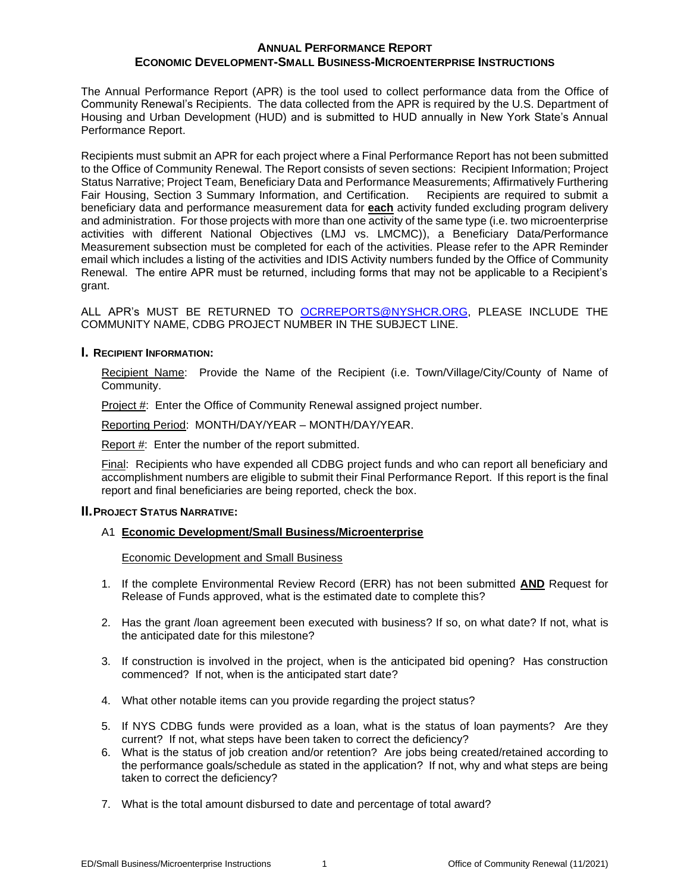## ANNUAL PERFORMANCE REPORT
## ECONOMIC DEVELOPMENT-SMALL BUSINESS-MICROENTERPRISE INSTRUCTIONS

The Annual Performance Report (APR) is the tool used to collect performance data from the Office of Community Renewal's Recipients. The data collected from the APR is required by the U.S. Department of Housing and Urban Development (HUD) and is submitted to HUD annually in New York State's Annual Performance Report.

Recipients must submit an APR for each project where a Final Performance Report has not been submitted to the Office of Community Renewal. The Report consists of seven sections: Recipient Information; Project Status Narrative; Project Team, Beneficiary Data and Performance Measurements; Affirmatively Furthering Fair Housing, Section 3 Summary Information, and Certification. Recipients are required to submit a beneficiary data and performance measurement data for **each** activity funded excluding program delivery and administration. For those projects with more than one activity of the same type (i.e. two microenterprise activities with different National Objectives (LMJ vs. LMCMC)), a Beneficiary Data/Performance Measurement subsection must be completed for each of the activities. Please refer to the APR Reminder email which includes a listing of the activities and IDIS Activity numbers funded by the Office of Community Renewal. The entire APR must be returned, including forms that may not be applicable to a Recipient's grant.

ALL APR's MUST BE RETURNED TO OCRREPORTS@NYSHCR.ORG, PLEASE INCLUDE THE COMMUNITY NAME, CDBG PROJECT NUMBER IN THE SUBJECT LINE.

### I. RECIPIENT INFORMATION:

Recipient Name: Provide the Name of the Recipient (i.e. Town/Village/City/County of Name of Community.

Project #: Enter the Office of Community Renewal assigned project number.

Reporting Period: MONTH/DAY/YEAR – MONTH/DAY/YEAR.

Report #: Enter the number of the report submitted.

Final: Recipients who have expended all CDBG project funds and who can report all beneficiary and accomplishment numbers are eligible to submit their Final Performance Report. If this report is the final report and final beneficiaries are being reported, check the box.

### II. PROJECT STATUS NARRATIVE:

A1 **Economic Development/Small Business/Microenterprise**

Economic Development and Small Business

1. If the complete Environmental Review Record (ERR) has not been submitted **AND** Request for Release of Funds approved, what is the estimated date to complete this?
2. Has the grant /loan agreement been executed with business? If so, on what date? If not, what is the anticipated date for this milestone?
3. If construction is involved in the project, when is the anticipated bid opening? Has construction commenced? If not, when is the anticipated start date?
4. What other notable items can you provide regarding the project status?
5. If NYS CDBG funds were provided as a loan, what is the status of loan payments? Are they current? If not, what steps have been taken to correct the deficiency?
6. What is the status of job creation and/or retention? Are jobs being created/retained according to the performance goals/schedule as stated in the application? If not, why and what steps are being taken to correct the deficiency?
7. What is the total amount disbursed to date and percentage of total award?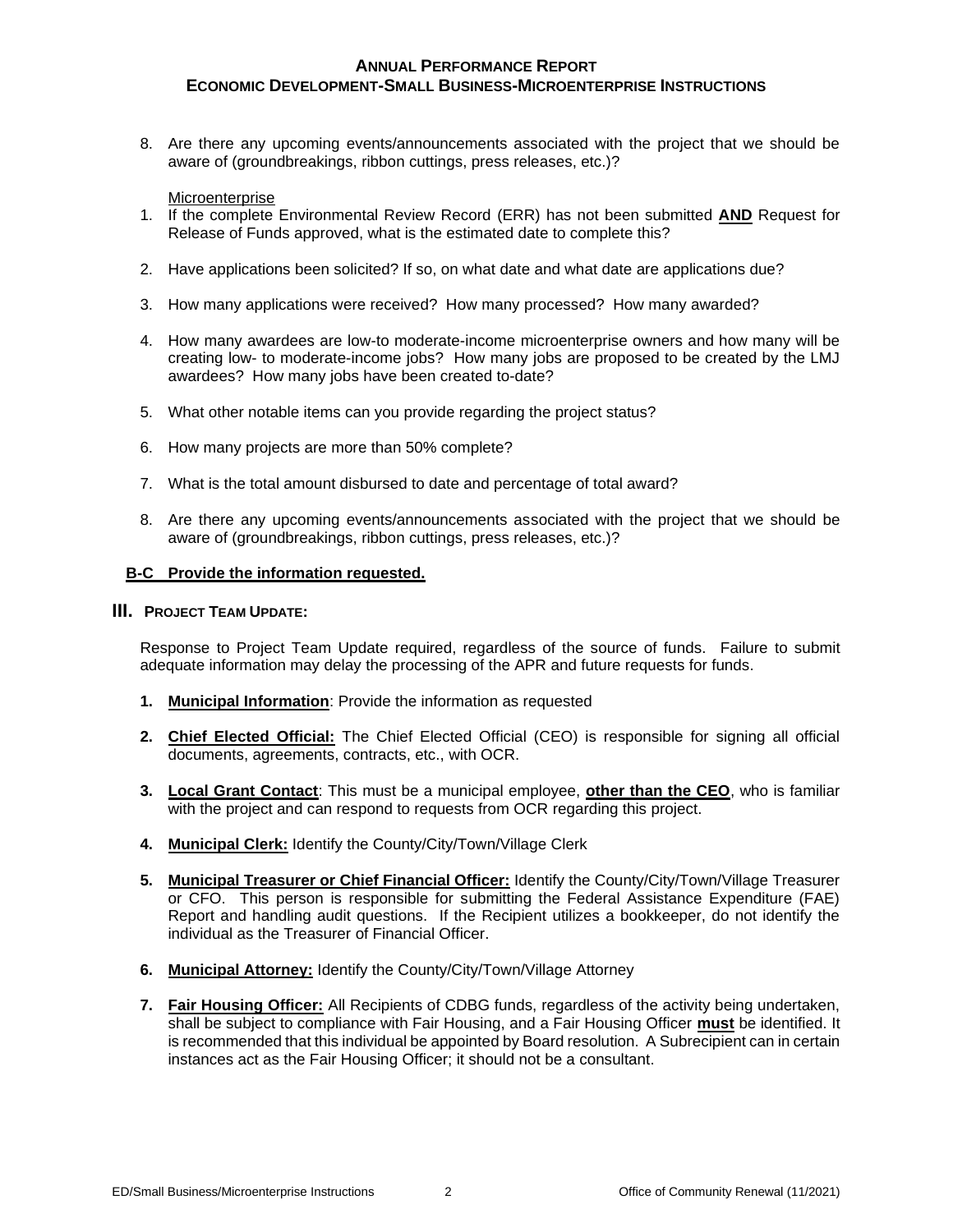8. Are there any upcoming events/announcements associated with the project that we should be aware of (groundbreakings, ribbon cuttings, press releases, etc.)?

Microenterprise

1. If the complete Environmental Review Record (ERR) has not been submitted **AND** Request for Release of Funds approved, what is the estimated date to complete this?
2. Have applications been solicited? If so, on what date and what date are applications due?
3. How many applications were received? How many processed? How many awarded?
4. How many awardees are low-to moderate-income microenterprise owners and how many will be creating low- to moderate-income jobs? How many jobs are proposed to be created by the LMJ awardees? How many jobs have been created to-date?
5. What other notable items can you provide regarding the project status?
6. How many projects are more than 50% complete?
7. What is the total amount disbursed to date and percentage of total award?
8. Are there any upcoming events/announcements associated with the project that we should be aware of (groundbreakings, ribbon cuttings, press releases, etc.)?

**B-C Provide the information requested.**

## III. Project Team Update:

Response to Project Team Update required, regardless of the source of funds. Failure to submit adequate information may delay the processing of the APR and future requests for funds.

1. **Municipal Information**: Provide the information as requested
2. **Chief Elected Official:** The Chief Elected Official (CEO) is responsible for signing all official documents, agreements, contracts, etc., with OCR.
3. **Local Grant Contact**: This must be a municipal employee, **other than the CEO**, who is familiar with the project and can respond to requests from OCR regarding this project.
4. **Municipal Clerk:** Identify the County/City/Town/Village Clerk
5. **Municipal Treasurer or Chief Financial Officer:** Identify the County/City/Town/Village Treasurer or CFO. This person is responsible for submitting the Federal Assistance Expenditure (FAE) Report and handling audit questions. If the Recipient utilizes a bookkeeper, do not identify the individual as the Treasurer of Financial Officer.
6. **Municipal Attorney:** Identify the County/City/Town/Village Attorney
7. **Fair Housing Officer:** All Recipients of CDBG funds, regardless of the activity being undertaken, shall be subject to compliance with Fair Housing, and a Fair Housing Officer **must** be identified. It is recommended that this individual be appointed by Board resolution. A Subrecipient can in certain instances act as the Fair Housing Officer; it should not be a consultant.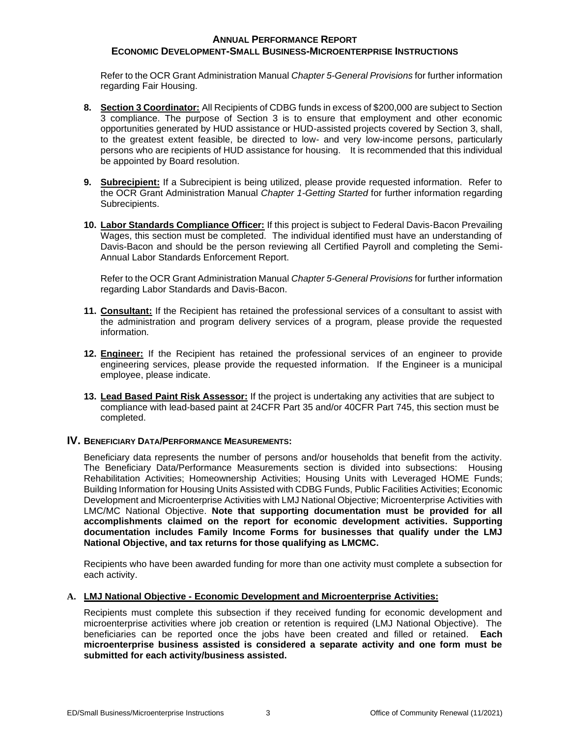Refer to the OCR Grant Administration Manual *Chapter 5-General Provisions* for further information regarding Fair Housing.

8. **Section 3 Coordinator:** All Recipients of CDBG funds in excess of $200,000 are subject to Section 3 compliance. The purpose of Section 3 is to ensure that employment and other economic opportunities generated by HUD assistance or HUD-assisted projects covered by Section 3, shall, to the greatest extent feasible, be directed to low- and very low-income persons, particularly persons who are recipients of HUD assistance for housing. It is recommended that this individual be appointed by Board resolution.

9. **Subrecipient:** If a Subrecipient is being utilized, please provide requested information. Refer to the OCR Grant Administration Manual *Chapter 1-Getting Started* for further information regarding Subrecipients.

10. **Labor Standards Compliance Officer:** If this project is subject to Federal Davis-Bacon Prevailing Wages, this section must be completed. The individual identified must have an understanding of Davis-Bacon and should be the person reviewing all Certified Payroll and completing the Semi-Annual Labor Standards Enforcement Report.

    Refer to the OCR Grant Administration Manual *Chapter 5-General Provisions* for further information regarding Labor Standards and Davis-Bacon.

11. **Consultant:** If the Recipient has retained the professional services of a consultant to assist with the administration and program delivery services of a program, please provide the requested information.

12. **Engineer:** If the Recipient has retained the professional services of an engineer to provide engineering services, please provide the requested information. If the Engineer is a municipal employee, please indicate.

13. **Lead Based Paint Risk Assessor:** If the project is undertaking any activities that are subject to compliance with lead-based paint at 24CFR Part 35 and/or 40CFR Part 745, this section must be completed.

## IV. Beneficiary Data/Performance Measurements:

Beneficiary data represents the number of persons and/or households that benefit from the activity. The Beneficiary Data/Performance Measurements section is divided into subsections: Housing Rehabilitation Activities; Homeownership Activities; Housing Units with Leveraged HOME Funds; Building Information for Housing Units Assisted with CDBG Funds, Public Facilities Activities; Economic Development and Microenterprise Activities with LMJ National Objective; Microenterprise Activities with LMC/MC National Objective. **Note that supporting documentation must be provided for all accomplishments claimed on the report for economic development activities. Supporting documentation includes Family Income Forms for businesses that qualify under the LMJ National Objective, and tax returns for those qualifying as LMCMC.**

Recipients who have been awarded funding for more than one activity must complete a subsection for each activity.

### A. LMJ National Objective - Economic Development and Microenterprise Activities:

Recipients must complete this subsection if they received funding for economic development and microenterprise activities where job creation or retention is required (LMJ National Objective). The beneficiaries can be reported once the jobs have been created and filled or retained. **Each microenterprise business assisted is considered a separate activity and one form must be submitted for each activity/business assisted.**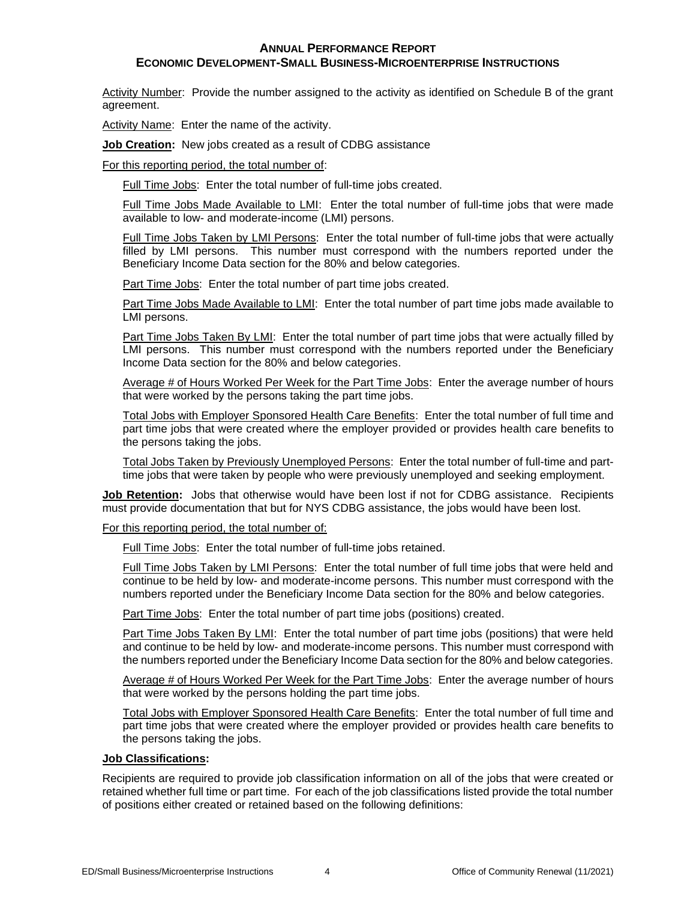**ANNUAL PERFORMANCE REPORT**
**ECONOMIC DEVELOPMENT-SMALL BUSINESS-MICROENTERPRISE INSTRUCTIONS**

Activity Number: Provide the number assigned to the activity as identified on Schedule B of the grant agreement.

Activity Name: Enter the name of the activity.

**Job Creation:** New jobs created as a result of CDBG assistance

For this reporting period, the total number of:

Full Time Jobs: Enter the total number of full-time jobs created.

Full Time Jobs Made Available to LMI: Enter the total number of full-time jobs that were made available to low- and moderate-income (LMI) persons.

Full Time Jobs Taken by LMI Persons: Enter the total number of full-time jobs that were actually filled by LMI persons. This number must correspond with the numbers reported under the Beneficiary Income Data section for the 80% and below categories.

Part Time Jobs: Enter the total number of part time jobs created.

Part Time Jobs Made Available to LMI: Enter the total number of part time jobs made available to LMI persons.

Part Time Jobs Taken By LMI: Enter the total number of part time jobs that were actually filled by LMI persons. This number must correspond with the numbers reported under the Beneficiary Income Data section for the 80% and below categories.

Average # of Hours Worked Per Week for the Part Time Jobs: Enter the average number of hours that were worked by the persons taking the part time jobs.

Total Jobs with Employer Sponsored Health Care Benefits: Enter the total number of full time and part time jobs that were created where the employer provided or provides health care benefits to the persons taking the jobs.

Total Jobs Taken by Previously Unemployed Persons: Enter the total number of full-time and part-time jobs that were taken by people who were previously unemployed and seeking employment.

**Job Retention:** Jobs that otherwise would have been lost if not for CDBG assistance. Recipients must provide documentation that but for NYS CDBG assistance, the jobs would have been lost.

For this reporting period, the total number of:

Full Time Jobs: Enter the total number of full-time jobs retained.

Full Time Jobs Taken by LMI Persons: Enter the total number of full time jobs that were held and continue to be held by low- and moderate-income persons. This number must correspond with the numbers reported under the Beneficiary Income Data section for the 80% and below categories.

Part Time Jobs: Enter the total number of part time jobs (positions) created.

Part Time Jobs Taken By LMI: Enter the total number of part time jobs (positions) that were held and continue to be held by low- and moderate-income persons. This number must correspond with the numbers reported under the Beneficiary Income Data section for the 80% and below categories.

Average # of Hours Worked Per Week for the Part Time Jobs: Enter the average number of hours that were worked by the persons holding the part time jobs.

Total Jobs with Employer Sponsored Health Care Benefits: Enter the total number of full time and part time jobs that were created where the employer provided or provides health care benefits to the persons taking the jobs.

**Job Classifications:**

Recipients are required to provide job classification information on all of the jobs that were created or retained whether full time or part time. For each of the job classifications listed provide the total number of positions either created or retained based on the following definitions: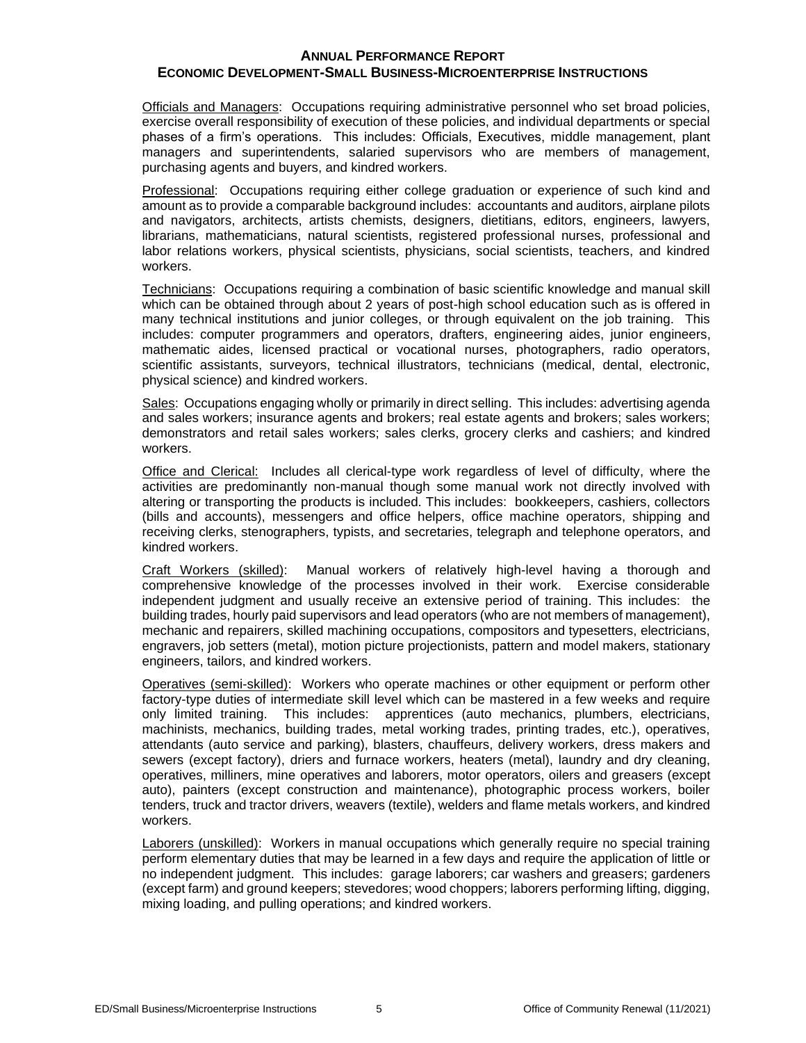**ANNUAL PERFORMANCE REPORT**
**ECONOMIC DEVELOPMENT-SMALL BUSINESS-MICROENTERPRISE INSTRUCTIONS**

Officials and Managers: Occupations requiring administrative personnel who set broad policies, exercise overall responsibility of execution of these policies, and individual departments or special phases of a firm's operations. This includes: Officials, Executives, middle management, plant managers and superintendents, salaried supervisors who are members of management, purchasing agents and buyers, and kindred workers.

Professional: Occupations requiring either college graduation or experience of such kind and amount as to provide a comparable background includes: accountants and auditors, airplane pilots and navigators, architects, artists chemists, designers, dietitians, editors, engineers, lawyers, librarians, mathematicians, natural scientists, registered professional nurses, professional and labor relations workers, physical scientists, physicians, social scientists, teachers, and kindred workers.

Technicians: Occupations requiring a combination of basic scientific knowledge and manual skill which can be obtained through about 2 years of post-high school education such as is offered in many technical institutions and junior colleges, or through equivalent on the job training. This includes: computer programmers and operators, drafters, engineering aides, junior engineers, mathematic aides, licensed practical or vocational nurses, photographers, radio operators, scientific assistants, surveyors, technical illustrators, technicians (medical, dental, electronic, physical science) and kindred workers.

Sales: Occupations engaging wholly or primarily in direct selling. This includes: advertising agenda and sales workers; insurance agents and brokers; real estate agents and brokers; sales workers; demonstrators and retail sales workers; sales clerks, grocery clerks and cashiers; and kindred workers.

Office and Clerical: Includes all clerical-type work regardless of level of difficulty, where the activities are predominantly non-manual though some manual work not directly involved with altering or transporting the products is included. This includes: bookkeepers, cashiers, collectors (bills and accounts), messengers and office helpers, office machine operators, shipping and receiving clerks, stenographers, typists, and secretaries, telegraph and telephone operators, and kindred workers.

Craft Workers (skilled): Manual workers of relatively high-level having a thorough and comprehensive knowledge of the processes involved in their work. Exercise considerable independent judgment and usually receive an extensive period of training. This includes: the building trades, hourly paid supervisors and lead operators (who are not members of management), mechanic and repairers, skilled machining occupations, compositors and typesetters, electricians, engravers, job setters (metal), motion picture projectionists, pattern and model makers, stationary engineers, tailors, and kindred workers.

Operatives (semi-skilled): Workers who operate machines or other equipment or perform other factory-type duties of intermediate skill level which can be mastered in a few weeks and require only limited training. This includes: apprentices (auto mechanics, plumbers, electricians, machinists, mechanics, building trades, metal working trades, printing trades, etc.), operatives, attendants (auto service and parking), blasters, chauffeurs, delivery workers, dress makers and sewers (except factory), driers and furnace workers, heaters (metal), laundry and dry cleaning, operatives, milliners, mine operatives and laborers, motor operators, oilers and greasers (except auto), painters (except construction and maintenance), photographic process workers, boiler tenders, truck and tractor drivers, weavers (textile), welders and flame metals workers, and kindred workers.

Laborers (unskilled): Workers in manual occupations which generally require no special training perform elementary duties that may be learned in a few days and require the application of little or no independent judgment. This includes: garage laborers; car washers and greasers; gardeners (except farm) and ground keepers; stevedores; wood choppers; laborers performing lifting, digging, mixing loading, and pulling operations; and kindred workers.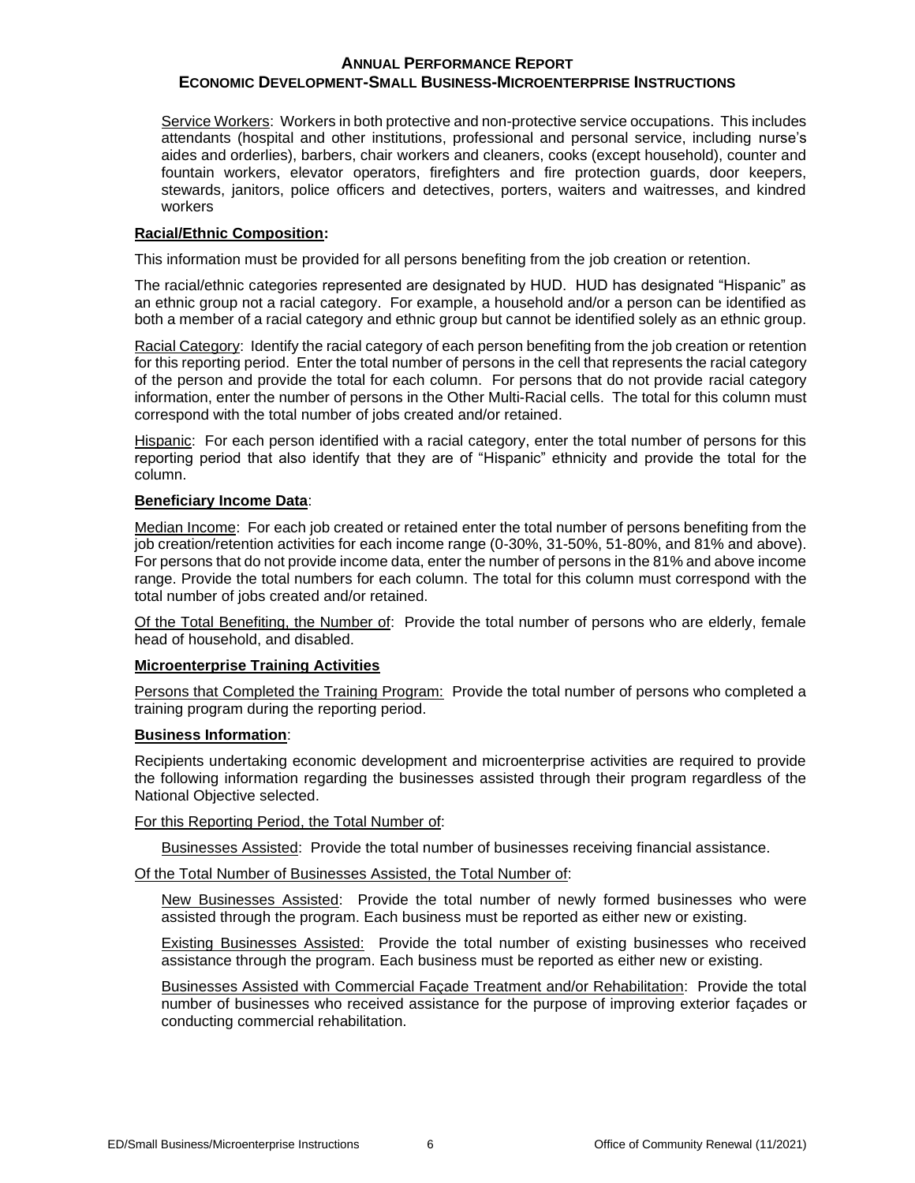Service Workers: Workers in both protective and non-protective service occupations. This includes attendants (hospital and other institutions, professional and personal service, including nurse's aides and orderlies), barbers, chair workers and cleaners, cooks (except household), counter and fountain workers, elevator operators, firefighters and fire protection guards, door keepers, stewards, janitors, police officers and detectives, porters, waiters and waitresses, and kindred workers

**Racial/Ethnic Composition:**

This information must be provided for all persons benefiting from the job creation or retention.

The racial/ethnic categories represented are designated by HUD. HUD has designated "Hispanic" as an ethnic group not a racial category. For example, a household and/or a person can be identified as both a member of a racial category and ethnic group but cannot be identified solely as an ethnic group.

Racial Category: Identify the racial category of each person benefiting from the job creation or retention for this reporting period. Enter the total number of persons in the cell that represents the racial category of the person and provide the total for each column. For persons that do not provide racial category information, enter the number of persons in the Other Multi-Racial cells. The total for this column must correspond with the total number of jobs created and/or retained.

Hispanic: For each person identified with a racial category, enter the total number of persons for this reporting period that also identify that they are of "Hispanic" ethnicity and provide the total for the column.

**Beneficiary Income Data**:

Median Income: For each job created or retained enter the total number of persons benefiting from the job creation/retention activities for each income range (0-30%, 31-50%, 51-80%, and 81% and above). For persons that do not provide income data, enter the number of persons in the 81% and above income range. Provide the total numbers for each column. The total for this column must correspond with the total number of jobs created and/or retained.

Of the Total Benefiting, the Number of: Provide the total number of persons who are elderly, female head of household, and disabled.

**Microenterprise Training Activities**

Persons that Completed the Training Program: Provide the total number of persons who completed a training program during the reporting period.

**Business Information**:

Recipients undertaking economic development and microenterprise activities are required to provide the following information regarding the businesses assisted through their program regardless of the National Objective selected.

For this Reporting Period, the Total Number of:

Businesses Assisted: Provide the total number of businesses receiving financial assistance.

Of the Total Number of Businesses Assisted, the Total Number of:

New Businesses Assisted: Provide the total number of newly formed businesses who were assisted through the program. Each business must be reported as either new or existing.

Existing Businesses Assisted: Provide the total number of existing businesses who received assistance through the program. Each business must be reported as either new or existing.

Businesses Assisted with Commercial Façade Treatment and/or Rehabilitation: Provide the total number of businesses who received assistance for the purpose of improving exterior façades or conducting commercial rehabilitation.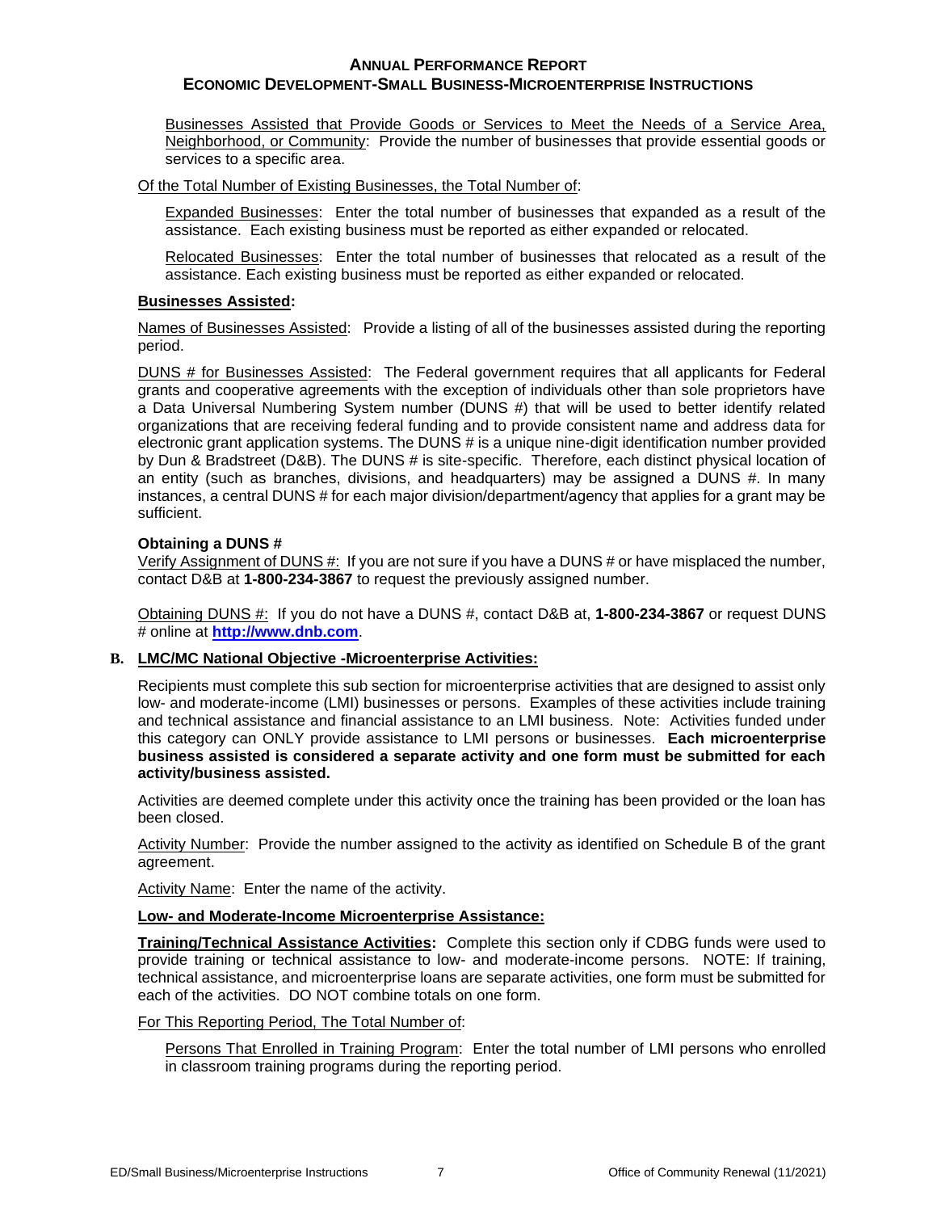Businesses Assisted that Provide Goods or Services to Meet the Needs of a Service Area, Neighborhood, or Community: Provide the number of businesses that provide essential goods or services to a specific area.

Of the Total Number of Existing Businesses, the Total Number of:

Expanded Businesses: Enter the total number of businesses that expanded as a result of the assistance. Each existing business must be reported as either expanded or relocated.

Relocated Businesses: Enter the total number of businesses that relocated as a result of the assistance. Each existing business must be reported as either expanded or relocated.

**Businesses Assisted:**

Names of Businesses Assisted: Provide a listing of all of the businesses assisted during the reporting period.

DUNS # for Businesses Assisted: The Federal government requires that all applicants for Federal grants and cooperative agreements with the exception of individuals other than sole proprietors have a Data Universal Numbering System number (DUNS #) that will be used to better identify related organizations that are receiving federal funding and to provide consistent name and address data for electronic grant application systems. The DUNS # is a unique nine-digit identification number provided by Dun & Bradstreet (D&B). The DUNS # is site-specific. Therefore, each distinct physical location of an entity (such as branches, divisions, and headquarters) may be assigned a DUNS #. In many instances, a central DUNS # for each major division/department/agency that applies for a grant may be sufficient.

**Obtaining a DUNS #**

Verify Assignment of DUNS #: If you are not sure if you have a DUNS # or have misplaced the number, contact D&B at **1-800-234-3867** to request the previously assigned number.

Obtaining DUNS #: If you do not have a DUNS #, contact D&B at, **1-800-234-3867** or request DUNS # online at **http://www.dnb.com**.

**B. LMC/MC National Objective -Microenterprise Activities:**

Recipients must complete this sub section for microenterprise activities that are designed to assist only low- and moderate-income (LMI) businesses or persons. Examples of these activities include training and technical assistance and financial assistance to an LMI business. Note: Activities funded under this category can ONLY provide assistance to LMI persons or businesses. **Each microenterprise business assisted is considered a separate activity and one form must be submitted for each activity/business assisted.**

Activities are deemed complete under this activity once the training has been provided or the loan has been closed.

Activity Number: Provide the number assigned to the activity as identified on Schedule B of the grant agreement.

Activity Name: Enter the name of the activity.

**Low- and Moderate-Income Microenterprise Assistance:**

**Training/Technical Assistance Activities:** Complete this section only if CDBG funds were used to provide training or technical assistance to low- and moderate-income persons. NOTE: If training, technical assistance, and microenterprise loans are separate activities, one form must be submitted for each of the activities. DO NOT combine totals on one form.

For This Reporting Period, The Total Number of:

Persons That Enrolled in Training Program: Enter the total number of LMI persons who enrolled in classroom training programs during the reporting period.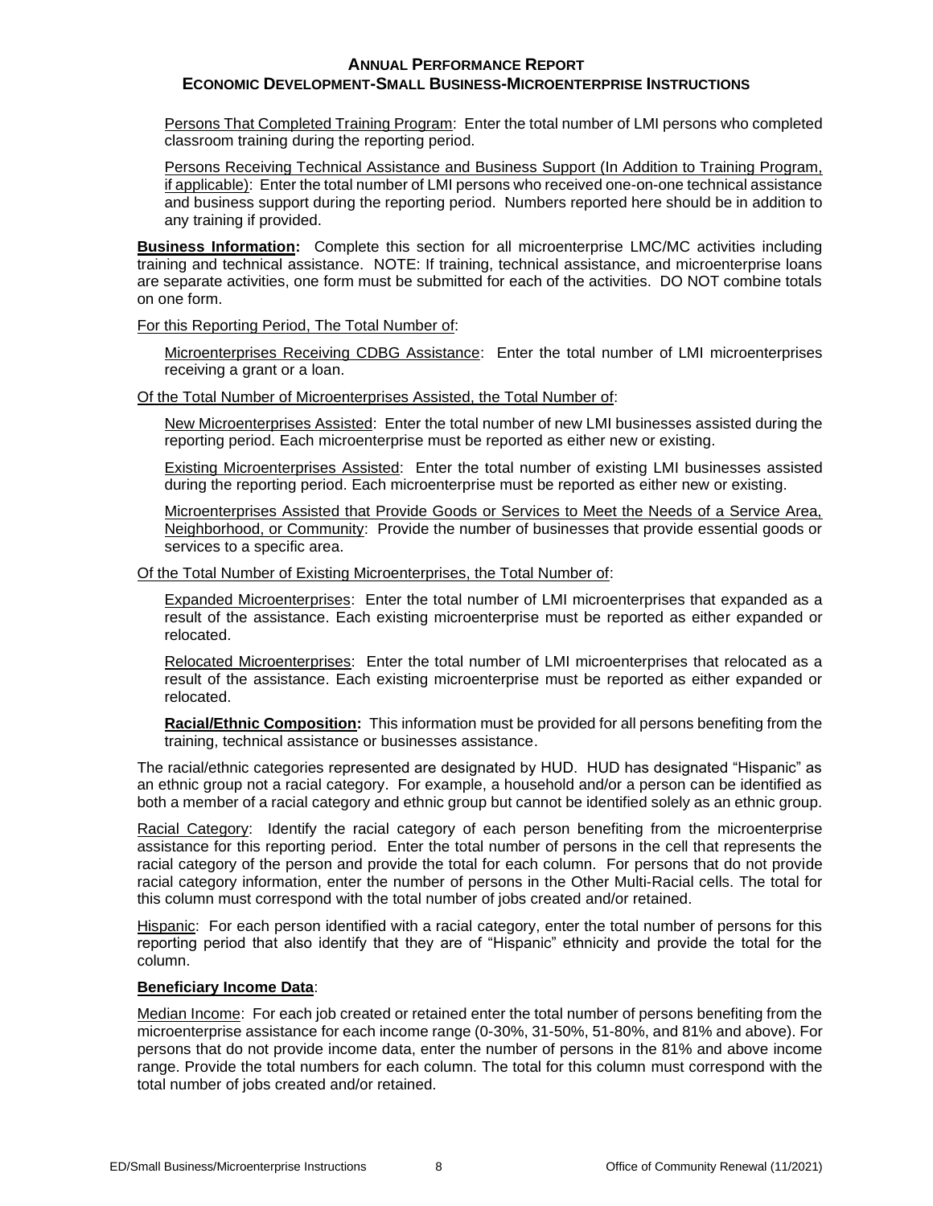Persons That Completed Training Program: Enter the total number of LMI persons who completed classroom training during the reporting period.

Persons Receiving Technical Assistance and Business Support (In Addition to Training Program, if applicable): Enter the total number of LMI persons who received one-on-one technical assistance and business support during the reporting period. Numbers reported here should be in addition to any training if provided.

**Business Information:** Complete this section for all microenterprise LMC/MC activities including training and technical assistance. NOTE: If training, technical assistance, and microenterprise loans are separate activities, one form must be submitted for each of the activities. DO NOT combine totals on one form.

For this Reporting Period, The Total Number of:

Microenterprises Receiving CDBG Assistance: Enter the total number of LMI microenterprises receiving a grant or a loan.

Of the Total Number of Microenterprises Assisted, the Total Number of:

New Microenterprises Assisted: Enter the total number of new LMI businesses assisted during the reporting period. Each microenterprise must be reported as either new or existing.

Existing Microenterprises Assisted: Enter the total number of existing LMI businesses assisted during the reporting period. Each microenterprise must be reported as either new or existing.

Microenterprises Assisted that Provide Goods or Services to Meet the Needs of a Service Area, Neighborhood, or Community: Provide the number of businesses that provide essential goods or services to a specific area.

Of the Total Number of Existing Microenterprises, the Total Number of:

Expanded Microenterprises: Enter the total number of LMI microenterprises that expanded as a result of the assistance. Each existing microenterprise must be reported as either expanded or relocated.

Relocated Microenterprises: Enter the total number of LMI microenterprises that relocated as a result of the assistance. Each existing microenterprise must be reported as either expanded or relocated.

**Racial/Ethnic Composition:** This information must be provided for all persons benefiting from the training, technical assistance or businesses assistance.

The racial/ethnic categories represented are designated by HUD. HUD has designated "Hispanic" as an ethnic group not a racial category. For example, a household and/or a person can be identified as both a member of a racial category and ethnic group but cannot be identified solely as an ethnic group.

Racial Category: Identify the racial category of each person benefiting from the microenterprise assistance for this reporting period. Enter the total number of persons in the cell that represents the racial category of the person and provide the total for each column. For persons that do not provide racial category information, enter the number of persons in the Other Multi-Racial cells. The total for this column must correspond with the total number of jobs created and/or retained.

Hispanic: For each person identified with a racial category, enter the total number of persons for this reporting period that also identify that they are of "Hispanic" ethnicity and provide the total for the column.

**Beneficiary Income Data**:

Median Income: For each job created or retained enter the total number of persons benefiting from the microenterprise assistance for each income range (0-30%, 31-50%, 51-80%, and 81% and above). For persons that do not provide income data, enter the number of persons in the 81% and above income range. Provide the total numbers for each column. The total for this column must correspond with the total number of jobs created and/or retained.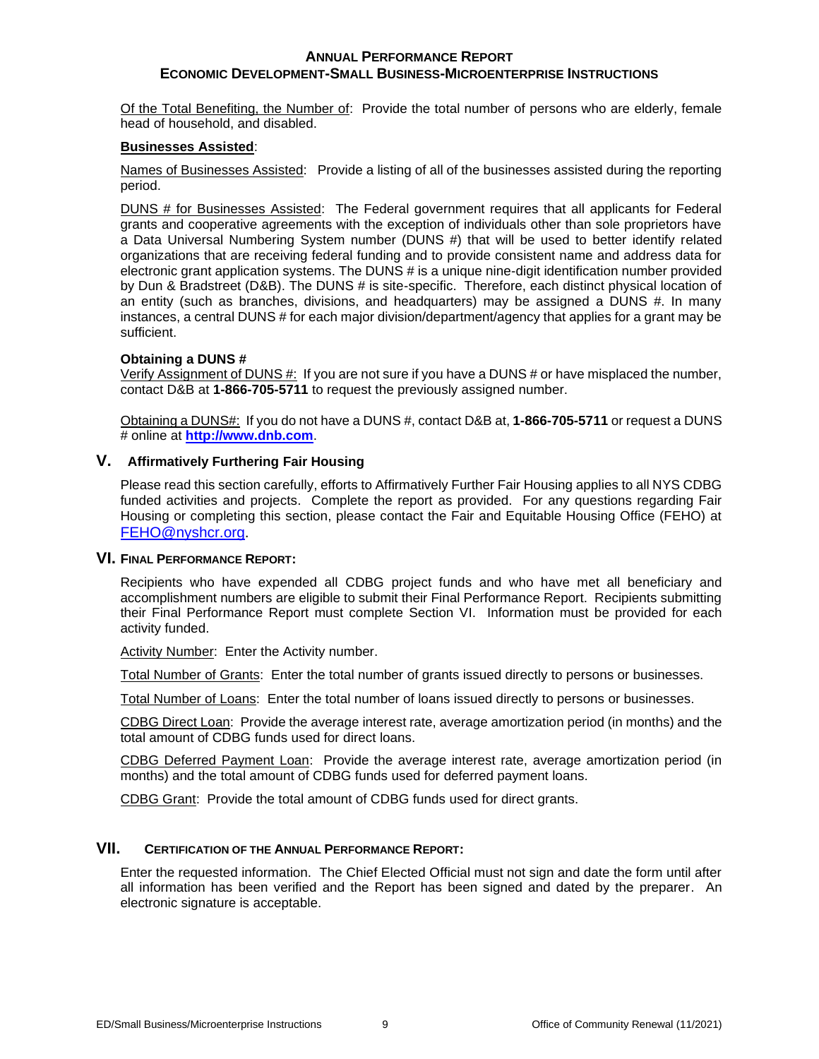Of the Total Benefiting, the Number of: Provide the total number of persons who are elderly, female head of household, and disabled.

**Businesses Assisted**:

Names of Businesses Assisted: Provide a listing of all of the businesses assisted during the reporting period.

DUNS # for Businesses Assisted: The Federal government requires that all applicants for Federal grants and cooperative agreements with the exception of individuals other than sole proprietors have a Data Universal Numbering System number (DUNS #) that will be used to better identify related organizations that are receiving federal funding and to provide consistent name and address data for electronic grant application systems. The DUNS # is a unique nine-digit identification number provided by Dun & Bradstreet (D&B). The DUNS # is site-specific. Therefore, each distinct physical location of an entity (such as branches, divisions, and headquarters) may be assigned a DUNS #. In many instances, a central DUNS # for each major division/department/agency that applies for a grant may be sufficient.

**Obtaining a DUNS #**

Verify Assignment of DUNS #: If you are not sure if you have a DUNS # or have misplaced the number, contact D&B at **1-866-705-5711** to request the previously assigned number.

Obtaining a DUNS#: If you do not have a DUNS #, contact D&B at, **1-866-705-5711** or request a DUNS # online at **http://www.dnb.com**.

## V. Affirmatively Furthering Fair Housing

Please read this section carefully, efforts to Affirmatively Further Fair Housing applies to all NYS CDBG funded activities and projects. Complete the report as provided. For any questions regarding Fair Housing or completing this section, please contact the Fair and Equitable Housing Office (FEHO) at FEHO@nyshcr.org.

## VI. Final Performance Report:

Recipients who have expended all CDBG project funds and who have met all beneficiary and accomplishment numbers are eligible to submit their Final Performance Report. Recipients submitting their Final Performance Report must complete Section VI. Information must be provided for each activity funded.

Activity Number: Enter the Activity number.

Total Number of Grants: Enter the total number of grants issued directly to persons or businesses.

Total Number of Loans: Enter the total number of loans issued directly to persons or businesses.

CDBG Direct Loan: Provide the average interest rate, average amortization period (in months) and the total amount of CDBG funds used for direct loans.

CDBG Deferred Payment Loan: Provide the average interest rate, average amortization period (in months) and the total amount of CDBG funds used for deferred payment loans.

CDBG Grant: Provide the total amount of CDBG funds used for direct grants.

## VII. Certification of the Annual Performance Report:

Enter the requested information. The Chief Elected Official must not sign and date the form until after all information has been verified and the Report has been signed and dated by the preparer. An electronic signature is acceptable.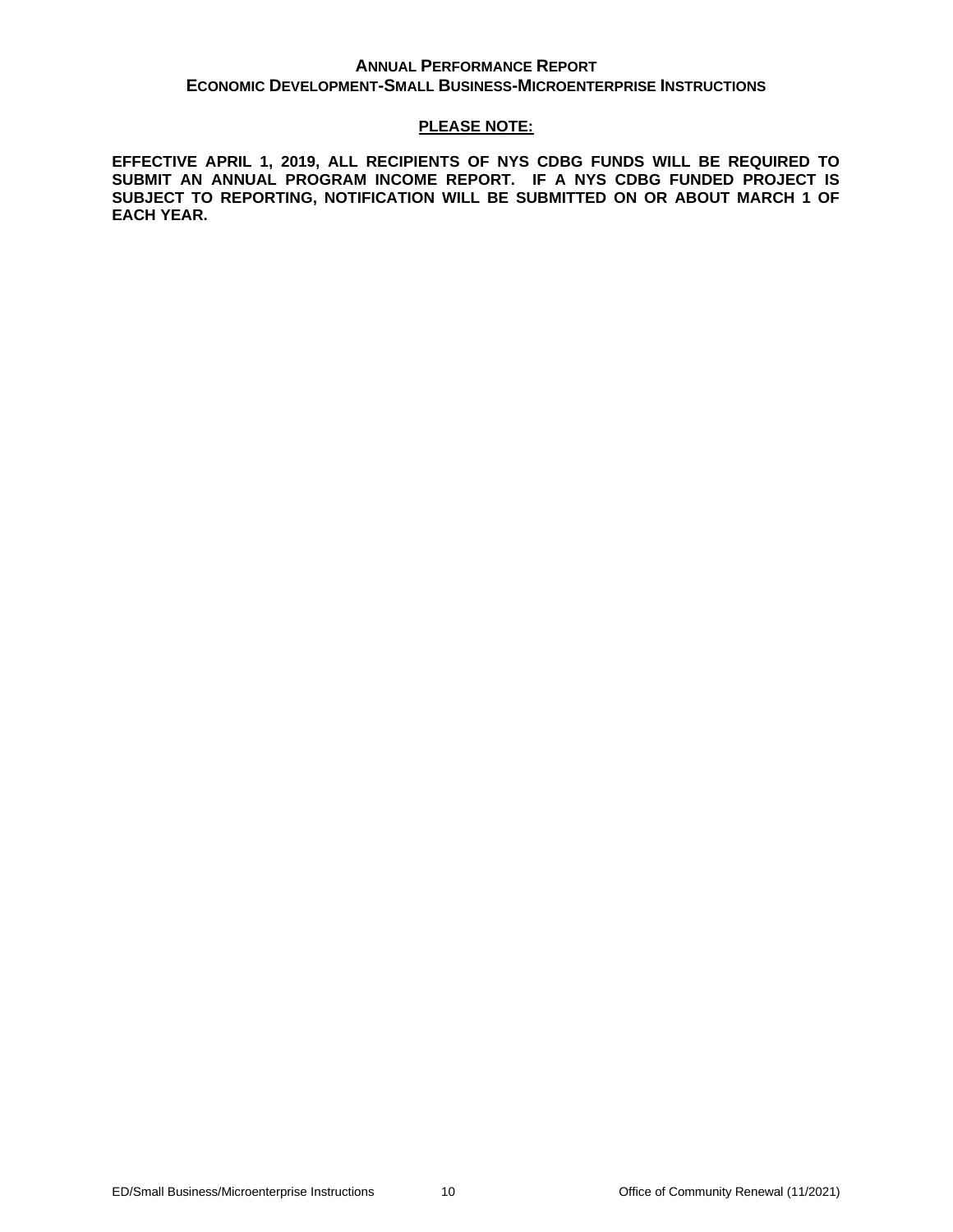**ANNUAL PERFORMANCE REPORT**
**ECONOMIC DEVELOPMENT-SMALL BUSINESS-MICROENTERPRISE INSTRUCTIONS**

**PLEASE NOTE:**

**EFFECTIVE APRIL 1, 2019, ALL RECIPIENTS OF NYS CDBG FUNDS WILL BE REQUIRED TO SUBMIT AN ANNUAL PROGRAM INCOME REPORT. IF A NYS CDBG FUNDED PROJECT IS SUBJECT TO REPORTING, NOTIFICATION WILL BE SUBMITTED ON OR ABOUT MARCH 1 OF EACH YEAR.**